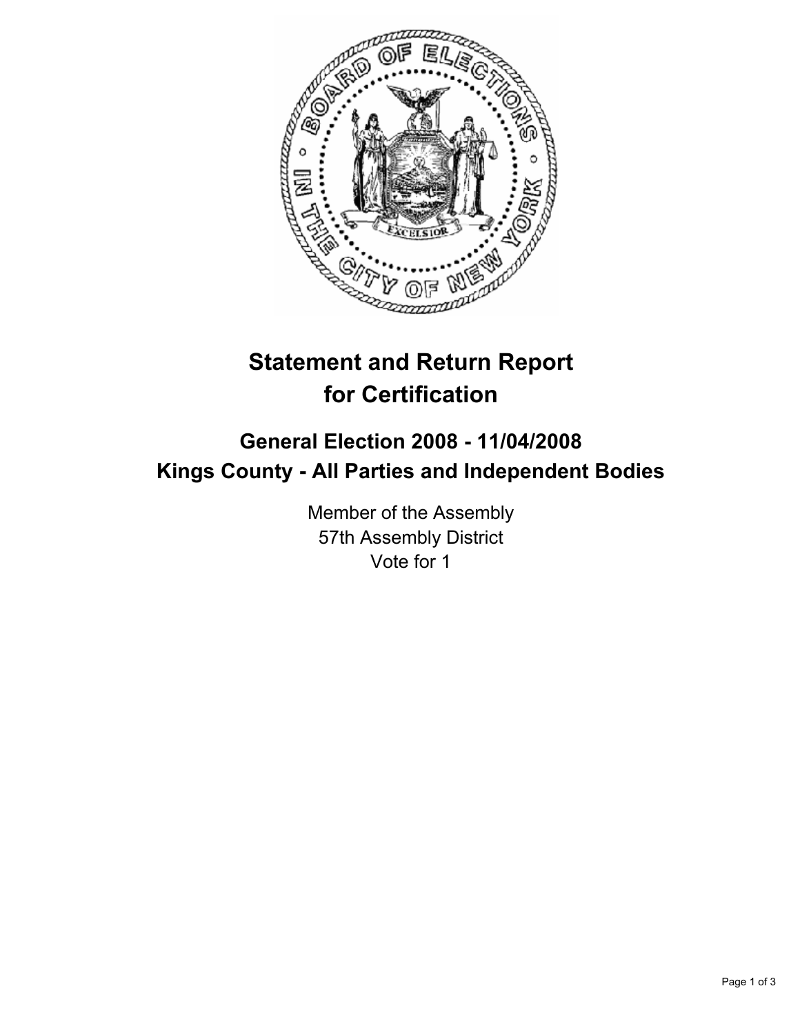# Statement and Return Report for Certification

## General Election 2008 - 11/04/2008
## Kings County - All Parties and Independent Bodies

Member of the Assembly
57th Assembly District
Vote for 1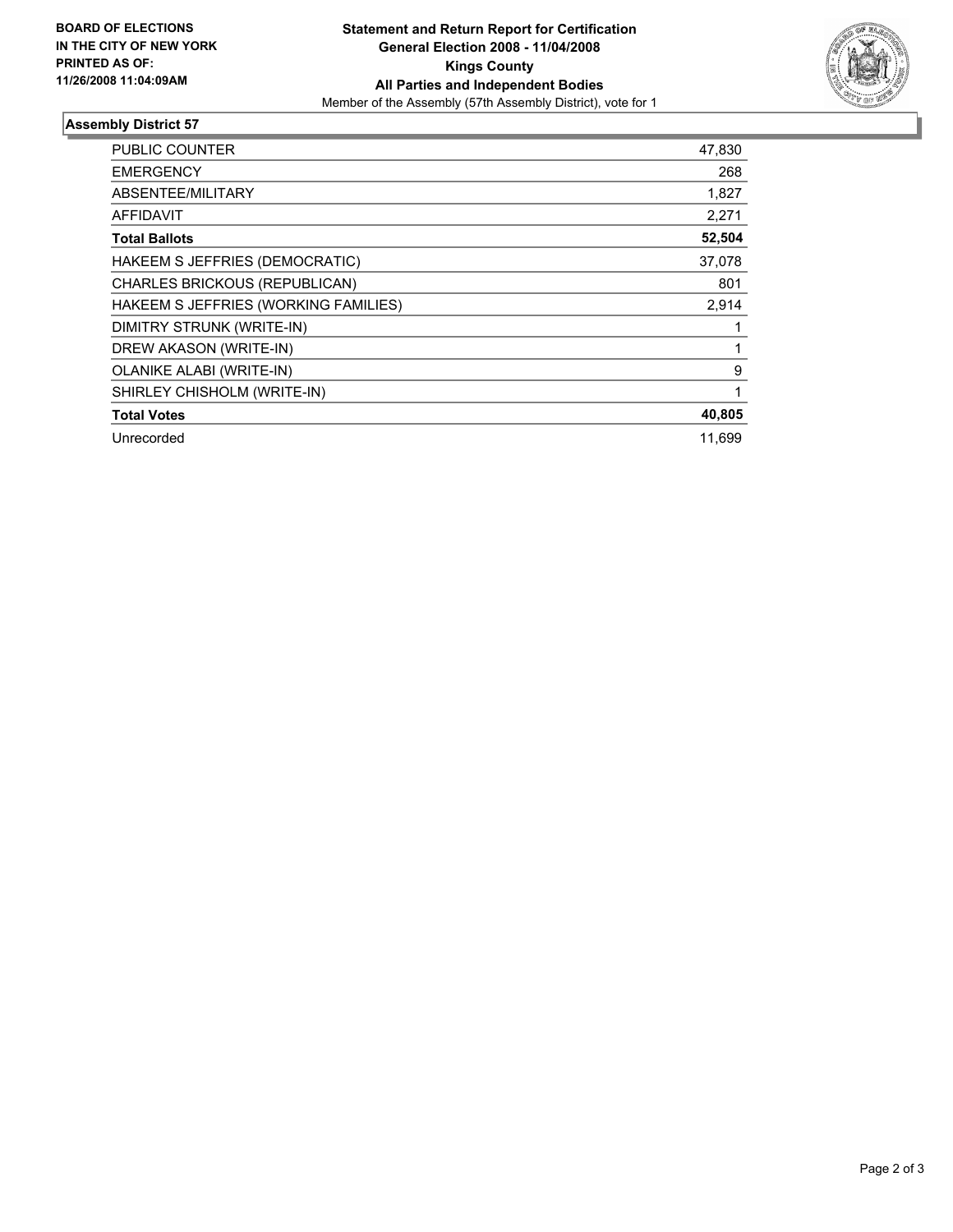**BOARD OF ELECTIONS IN THE CITY OF NEW YORK PRINTED AS OF: 11/26/2008 11:04:09AM**

# Statement and Return Report for Certification
## General Election 2008 - 11/04/2008
## Kings County
## All Parties and Independent Bodies

Member of the Assembly (57th Assembly District), vote for 1

### Assembly District 57

| | |
|---|---|
| PUBLIC COUNTER | 47,830 |
| EMERGENCY | 268 |
| ABSENTEE/MILITARY | 1,827 |
| AFFIDAVIT | 2,271 |
| **Total Ballots** | **52,504** |
| HAKEEM S JEFFRIES (DEMOCRATIC) | 37,078 |
| CHARLES BRICKOUS (REPUBLICAN) | 801 |
| HAKEEM S JEFFRIES (WORKING FAMILIES) | 2,914 |
| DIMITRY STRUNK (WRITE-IN) | 1 |
| DREW AKASON (WRITE-IN) | 1 |
| OLANIKE ALABI (WRITE-IN) | 9 |
| SHIRLEY CHISHOLM (WRITE-IN) | 1 |
| **Total Votes** | **40,805** |
| Unrecorded | 11,699 |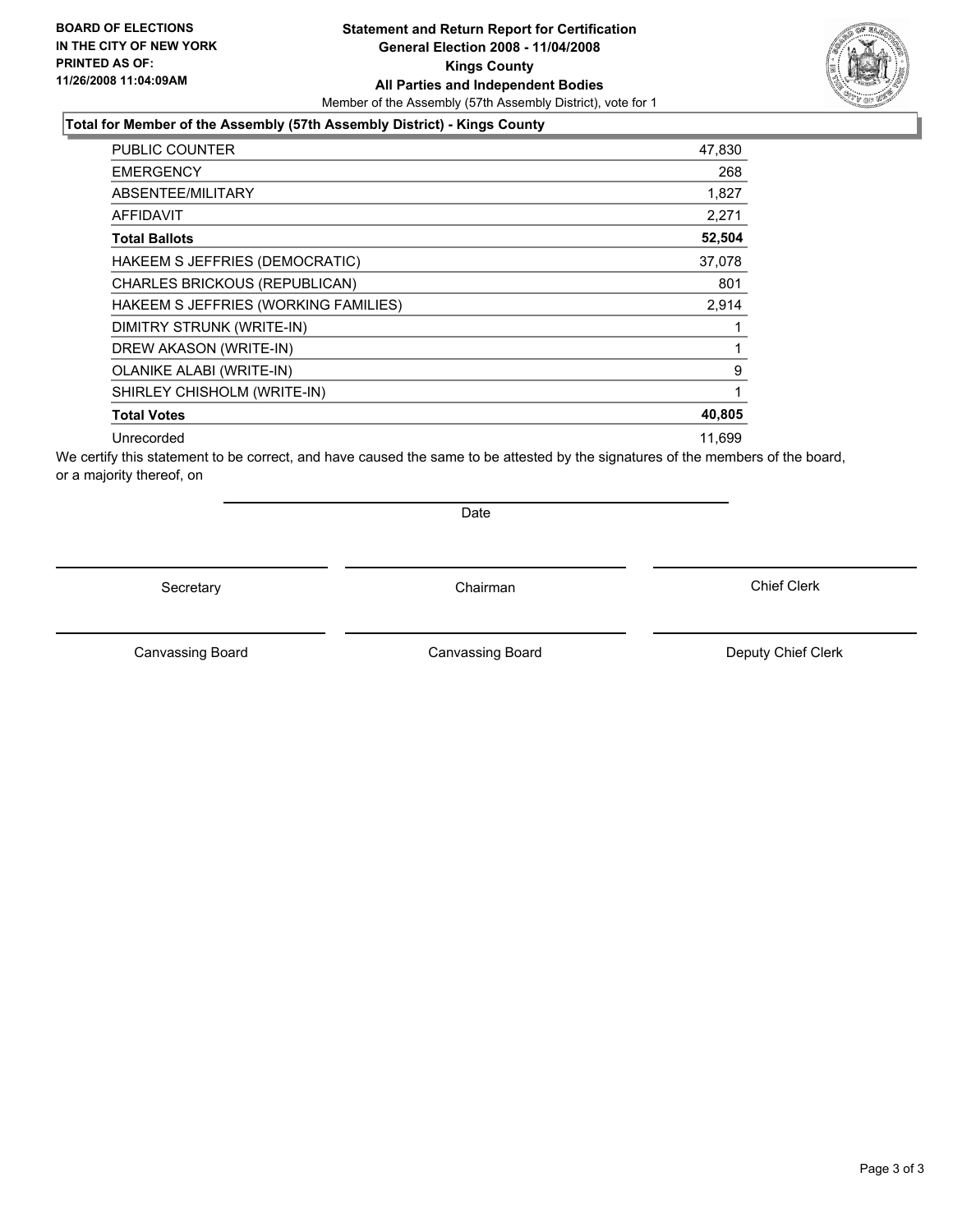**BOARD OF ELECTIONS IN THE CITY OF NEW YORK PRINTED AS OF: 11/26/2008 11:04:09AM**

**Statement and Return Report for Certification**
**General Election 2008 - 11/04/2008**
**Kings County**
**All Parties and Independent Bodies**
Member of the Assembly (57th Assembly District), vote for 1

**Total for Member of the Assembly (57th Assembly District) - Kings County**

| | |
|---|---|
| PUBLIC COUNTER | 47,830 |
| EMERGENCY | 268 |
| ABSENTEE/MILITARY | 1,827 |
| AFFIDAVIT | 2,271 |
| **Total Ballots** | **52,504** |
| HAKEEM S JEFFRIES (DEMOCRATIC) | 37,078 |
| CHARLES BRICKOUS (REPUBLICAN) | 801 |
| HAKEEM S JEFFRIES (WORKING FAMILIES) | 2,914 |
| DIMITRY STRUNK (WRITE-IN) | 1 |
| DREW AKASON (WRITE-IN) | 1 |
| OLANIKE ALABI (WRITE-IN) | 9 |
| SHIRLEY CHISHOLM (WRITE-IN) | 1 |
| **Total Votes** | **40,805** |
| Unrecorded | 11,699 |

We certify this statement to be correct, and have caused the same to be attested by the signatures of the members of the board, or a majority thereof, on

Date

Secretary | Chairman | Chief Clerk

Canvassing Board | Canvassing Board | Deputy Chief Clerk